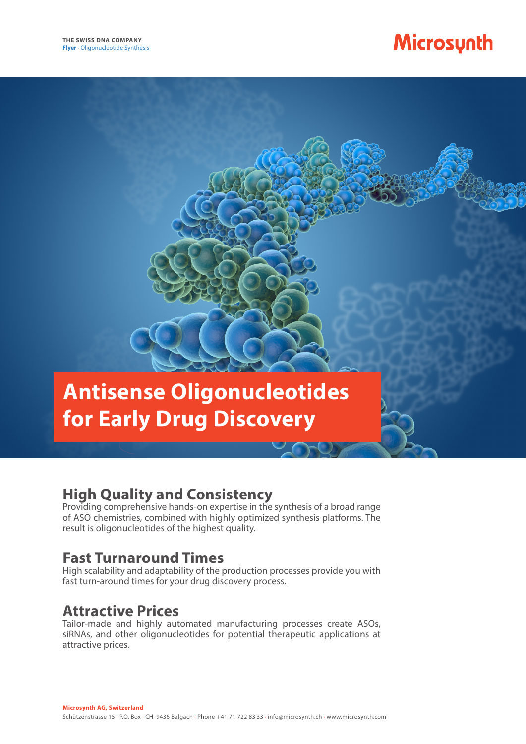THE SWISS DNA COMPANY
**Flyer** · Oligonucleotide Synthesis

Microsynth

# Antisense Oligonucleotides for Early Drug Discovery

## High Quality and Consistency

Providing comprehensive hands-on expertise in the synthesis of a broad range of ASO chemistries, combined with highly optimized synthesis platforms. The result is oligonucleotides of the highest quality.

## Fast Turnaround Times

High scalability and adaptability of the production processes provide you with fast turn-around times for your drug discovery process.

## Attractive Prices

Tailor-made and highly automated manufacturing processes create ASOs, siRNAs, and other oligonucleotides for potential therapeutic applications at attractive prices.

**Microsynth AG, Switzerland**
Schützenstrasse 15 · P.O. Box · CH-9436 Balgach · Phone +41 71 722 83 33 · info@microsynth.ch · www.microsynth.com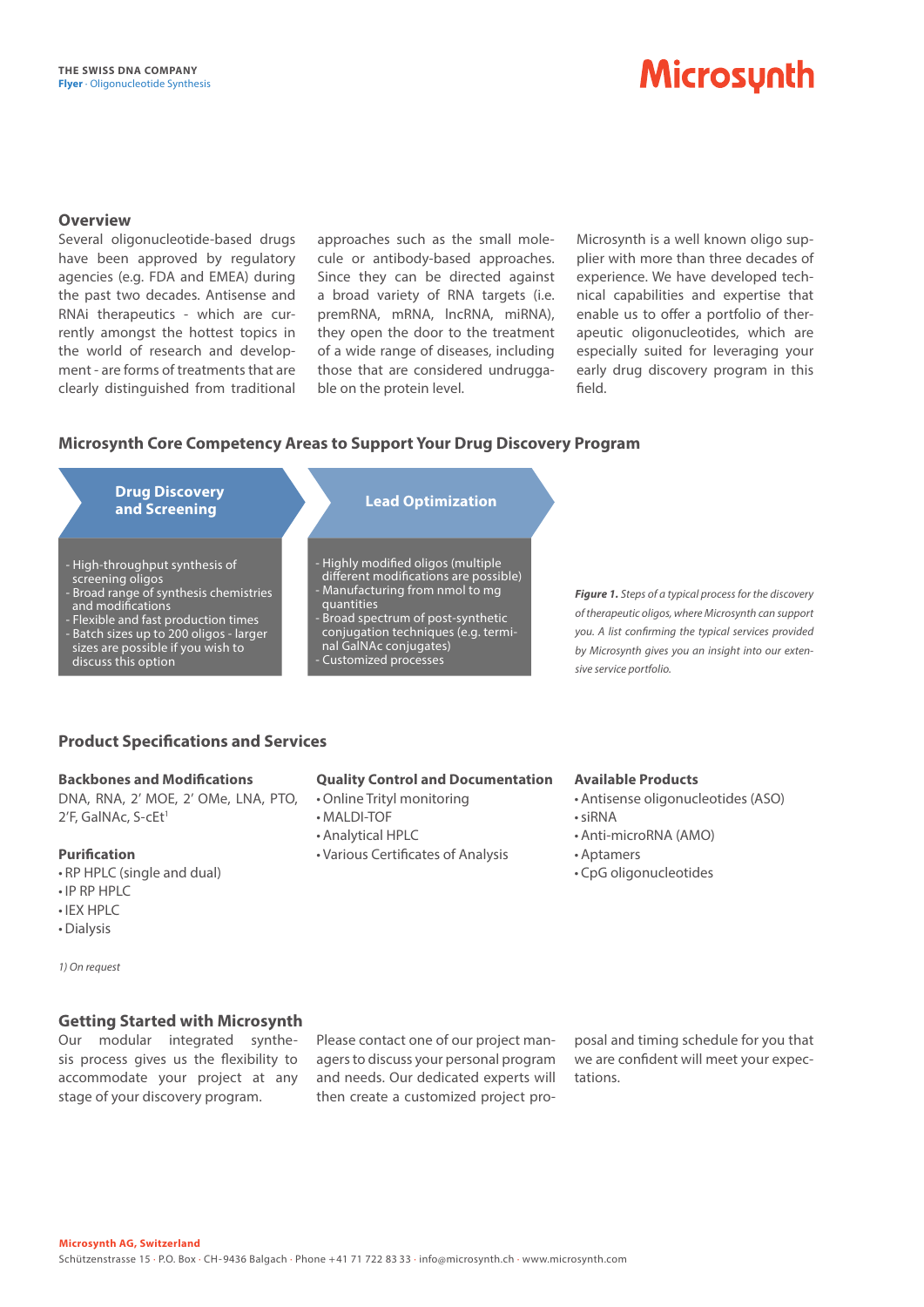## Overview

Several oligonucleotide-based drugs have been approved by regulatory agencies (e.g. FDA and EMEA) during the past two decades. Antisense and RNAi therapeutics - which are currently amongst the hottest topics in the world of research and development - are forms of treatments that are clearly distinguished from traditional approaches such as the small molecule or antibody-based approaches. Since they can be directed against a broad variety of RNA targets (i.e. premRNA, mRNA, lncRNA, miRNA), they open the door to the treatment of a wide range of diseases, including those that are considered undruggable on the protein level.

Microsynth is a well known oligo supplier with more than three decades of experience. We have developed technical capabilities and expertise that enable us to offer a portfolio of therapeutic oligonucleotides, which are especially suited for leveraging your early drug discovery program in this field.

## Microsynth Core Competency Areas to Support Your Drug Discovery Program

**Drug Discovery and Screening**

- High-throughput synthesis of screening oligos
- Broad range of synthesis chemistries and modifications
- Flexible and fast production times
- Batch sizes up to 200 oligos - larger sizes are possible if you wish to discuss this option

**Lead Optimization**

- Highly modified oligos (multiple different modifications are possible)
- Manufacturing from nmol to mg quantities
- Broad spectrum of post-synthetic conjugation techniques (e.g. terminal GalNAc conjugates)
- Customized processes

***Figure 1.*** *Steps of a typical process for the discovery of therapeutic oligos, where Microsynth can support you. A list confirming the typical services provided by Microsynth gives you an insight into our extensive service portfolio.*

## Product Specifications and Services

### Backbones and Modifications

DNA, RNA, 2′ MOE, 2′ OMe, LNA, PTO, 2′F, GalNAc, S-cEt[1]

### Purification

- RP HPLC (single and dual)
- IP RP HPLC
- IEX HPLC
- Dialysis

### Quality Control and Documentation

- Online Trityl monitoring
- MALDI-TOF
- Analytical HPLC
- Various Certificates of Analysis

### Available Products

- Antisense oligonucleotides (ASO)
- siRNA
- Anti-microRNA (AMO)
- Aptamers
- CpG oligonucleotides

*1) On request*

## Getting Started with Microsynth

Our modular integrated synthesis process gives us the flexibility to accommodate your project at any stage of your discovery program. Please contact one of our project managers to discuss your personal program and needs. Our dedicated experts will then create a customized project proposal and timing schedule for you that we are confident will meet your expectations.

**Microsynth AG, Switzerland**
Schützenstrasse 15 · P.O. Box · CH-9436 Balgach · Phone +41 71 722 83 33 · info@microsynth.ch · www.microsynth.com